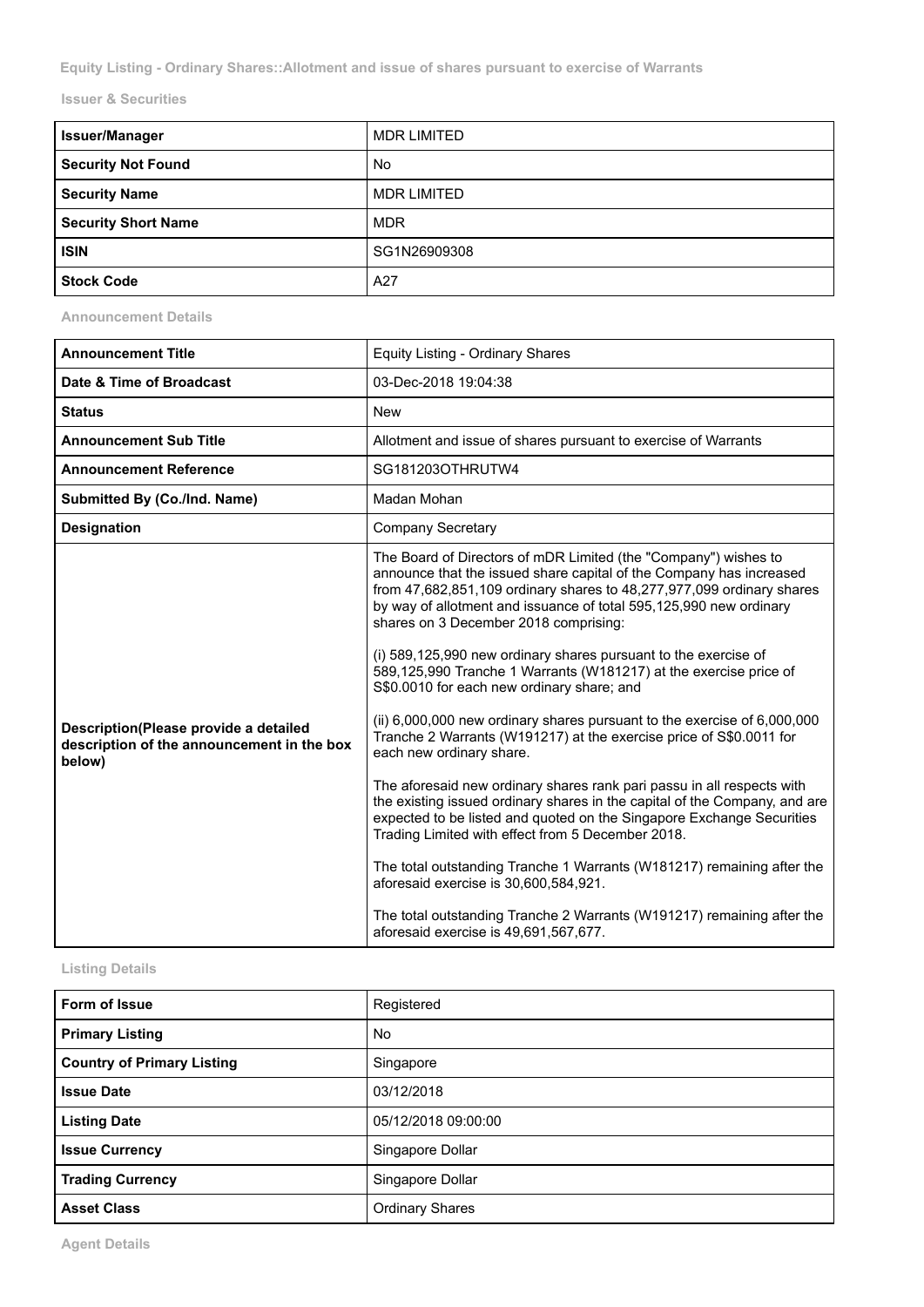**Equity Listing - Ordinary Shares::Allotment and issue of shares pursuant to exercise of Warrants**

**Issuer & Securities**

| | |
|---|---|
| **Issuer/Manager** | MDR LIMITED |
| **Security Not Found** | No |
| **Security Name** | MDR LIMITED |
| **Security Short Name** | MDR |
| **ISIN** | SG1N26909308 |
| **Stock Code** | A27 |

**Announcement Details**

| | |
|---|---|
| **Announcement Title** | Equity Listing - Ordinary Shares |
| **Date & Time of Broadcast** | 03-Dec-2018 19:04:38 |
| **Status** | New |
| **Announcement Sub Title** | Allotment and issue of shares pursuant to exercise of Warrants |
| **Announcement Reference** | SG181203OTHRUTW4 |
| **Submitted By (Co./Ind. Name)** | Madan Mohan |
| **Designation** | Company Secretary |
| **Description(Please provide a detailed description of the announcement in the box below)** | The Board of Directors of mDR Limited (the "Company") wishes to announce that the issued share capital of the Company has increased from 47,682,851,109 ordinary shares to 48,277,977,099 ordinary shares by way of allotment and issuance of total 595,125,990 new ordinary shares on 3 December 2018 comprising:<br><br>(i) 589,125,990 new ordinary shares pursuant to the exercise of 589,125,990 Tranche 1 Warrants (W181217) at the exercise price of S$0.0010 for each new ordinary share; and<br><br>(ii) 6,000,000 new ordinary shares pursuant to the exercise of 6,000,000 Tranche 2 Warrants (W191217) at the exercise price of S$0.0011 for each new ordinary share.<br><br>The aforesaid new ordinary shares rank pari passu in all respects with the existing issued ordinary shares in the capital of the Company, and are expected to be listed and quoted on the Singapore Exchange Securities Trading Limited with effect from 5 December 2018.<br><br>The total outstanding Tranche 1 Warrants (W181217) remaining after the aforesaid exercise is 30,600,584,921.<br><br>The total outstanding Tranche 2 Warrants (W191217) remaining after the aforesaid exercise is 49,691,567,677. |

**Listing Details**

| | |
|---|---|
| **Form of Issue** | Registered |
| **Primary Listing** | No |
| **Country of Primary Listing** | Singapore |
| **Issue Date** | 03/12/2018 |
| **Listing Date** | 05/12/2018 09:00:00 |
| **Issue Currency** | Singapore Dollar |
| **Trading Currency** | Singapore Dollar |
| **Asset Class** | Ordinary Shares |

**Agent Details**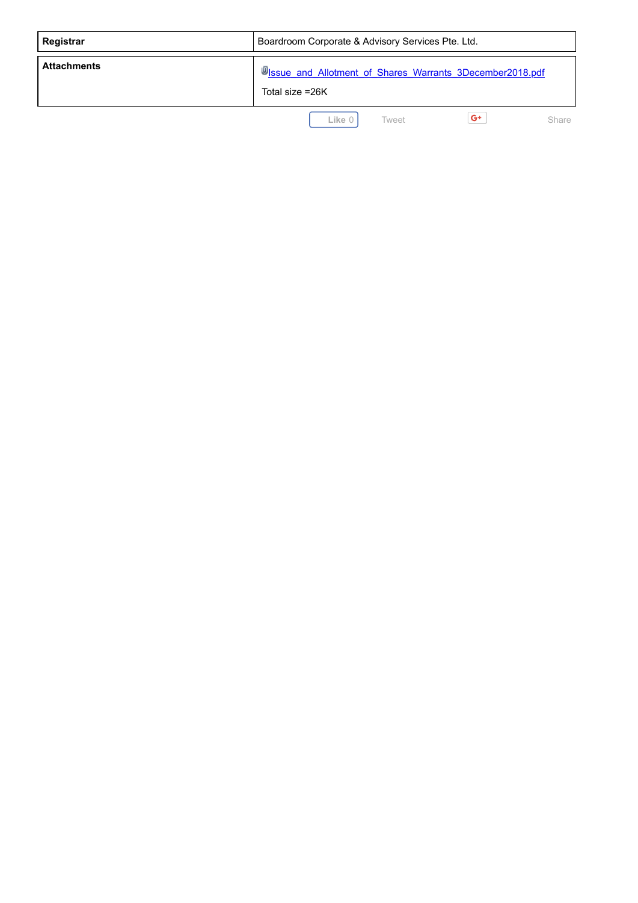| | |
|---|---|
| **Registrar** | Boardroom Corporate & Advisory Services Pte. Ltd. |
| **Attachments** | Issue_and_Allotment_of_Shares_Warrants_3December2018.pdf<br><br>Total size =26K |

Like 0 Tweet G+ Share